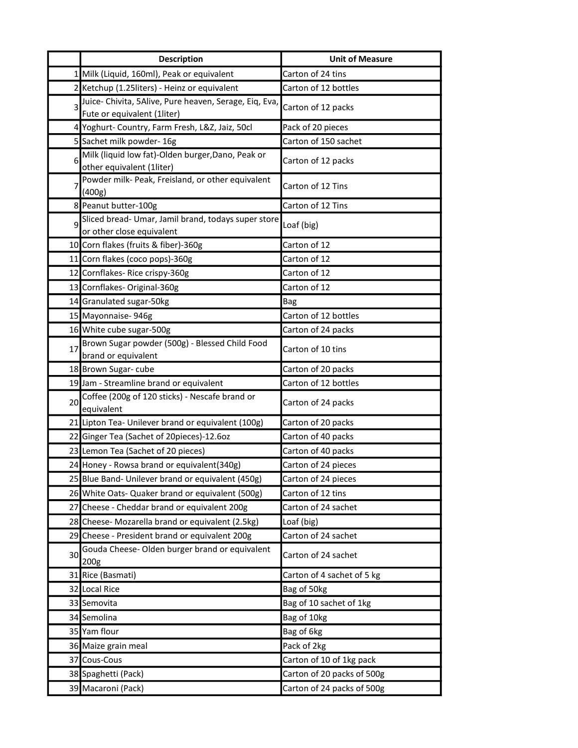| | Description | Unit of Measure |
|---|---|---|
| 1 | Milk (Liquid, 160ml), Peak or equivalent | Carton of 24 tins |
| 2 | Ketchup (1.25liters) - Heinz or equivalent | Carton of 12 bottles |
| 3 | Juice- Chivita, 5Alive, Pure heaven, Serage, Eiq, Eva, Fute or equivalent (1liter) | Carton of 12 packs |
| 4 | Yoghurt- Country, Farm Fresh, L&Z, Jaiz, 50cl | Pack of 20 pieces |
| 5 | Sachet milk powder- 16g | Carton of 150 sachet |
| 6 | Milk (liquid low fat)-Olden burger,Dano, Peak or other equivalent (1liter) | Carton of 12 packs |
| 7 | Powder milk- Peak, Freisland, or other equivalent (400g) | Carton of 12 Tins |
| 8 | Peanut butter-100g | Carton of 12 Tins |
| 9 | Sliced bread- Umar, Jamil brand, todays super store or other close equivalent | Loaf (big) |
| 10 | Corn flakes (fruits & fiber)-360g | Carton of 12 |
| 11 | Corn flakes (coco pops)-360g | Carton of 12 |
| 12 | Cornflakes- Rice crispy-360g | Carton of 12 |
| 13 | Cornflakes- Original-360g | Carton of 12 |
| 14 | Granulated sugar-50kg | Bag |
| 15 | Mayonnaise- 946g | Carton of 12 bottles |
| 16 | White cube sugar-500g | Carton of 24 packs |
| 17 | Brown Sugar powder (500g) - Blessed Child Food brand or equivalent | Carton of 10 tins |
| 18 | Brown Sugar- cube | Carton of 20 packs |
| 19 | Jam - Streamline brand or equivalent | Carton of 12 bottles |
| 20 | Coffee (200g of 120 sticks) - Nescafe brand or equivalent | Carton of 24 packs |
| 21 | Lipton Tea- Unilever brand or equivalent (100g) | Carton of 20 packs |
| 22 | Ginger Tea (Sachet of 20pieces)-12.6oz | Carton of 40 packs |
| 23 | Lemon Tea (Sachet of 20 pieces) | Carton of 40 packs |
| 24 | Honey - Rowsa brand or equivalent(340g) | Carton of 24 pieces |
| 25 | Blue Band- Unilever brand or equivalent (450g) | Carton of 24 pieces |
| 26 | White Oats- Quaker brand or equivalent (500g) | Carton of 12 tins |
| 27 | Cheese - Cheddar brand or equivalent 200g | Carton of 24 sachet |
| 28 | Cheese- Mozarella brand or equivalent (2.5kg) | Loaf (big) |
| 29 | Cheese - President brand or equivalent 200g | Carton of 24 sachet |
| 30 | Gouda Cheese- Olden burger brand or equivalent 200g | Carton of 24 sachet |
| 31 | Rice (Basmati) | Carton of 4 sachet of 5 kg |
| 32 | Local Rice | Bag of 50kg |
| 33 | Semovita | Bag of 10 sachet of 1kg |
| 34 | Semolina | Bag of 10kg |
| 35 | Yam flour | Bag of 6kg |
| 36 | Maize grain meal | Pack of 2kg |
| 37 | Cous-Cous | Carton of 10 of 1kg pack |
| 38 | Spaghetti (Pack) | Carton of 20 packs of 500g |
| 39 | Macaroni (Pack) | Carton of 24 packs of 500g |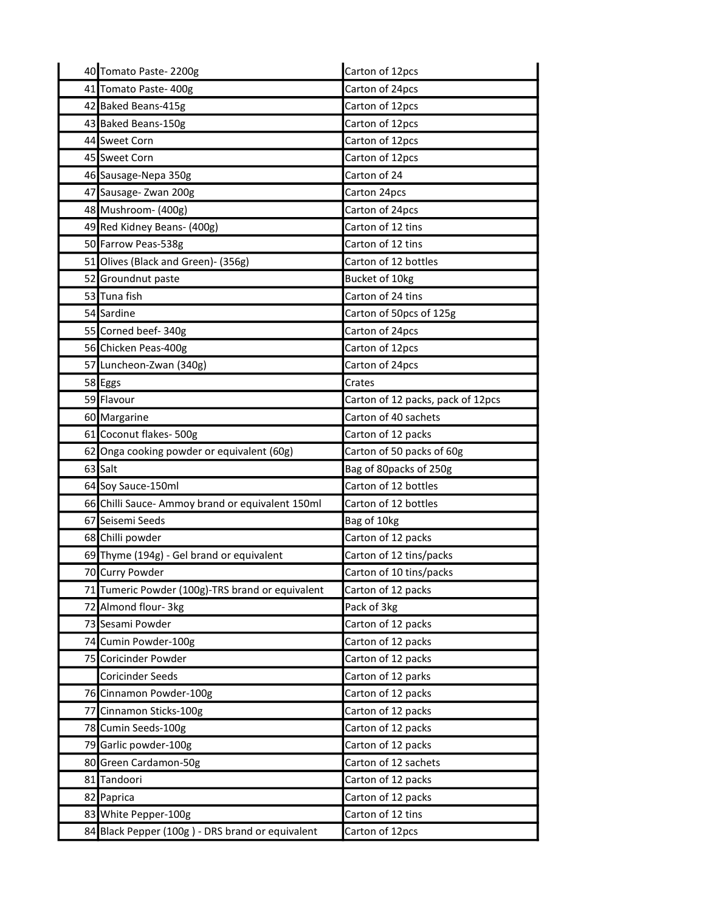| | | |
|---|---|---|
| 40 | Tomato Paste- 2200g | Carton of 12pcs |
| 41 | Tomato Paste- 400g | Carton of 24pcs |
| 42 | Baked Beans-415g | Carton of 12pcs |
| 43 | Baked Beans-150g | Carton of 12pcs |
| 44 | Sweet Corn | Carton of 12pcs |
| 45 | Sweet Corn | Carton of 12pcs |
| 46 | Sausage-Nepa 350g | Carton of 24 |
| 47 | Sausage- Zwan 200g | Carton 24pcs |
| 48 | Mushroom- (400g) | Carton of 24pcs |
| 49 | Red Kidney Beans- (400g) | Carton of 12 tins |
| 50 | Farrow Peas-538g | Carton of 12 tins |
| 51 | Olives (Black and Green)- (356g) | Carton of 12 bottles |
| 52 | Groundnut paste | Bucket of 10kg |
| 53 | Tuna fish | Carton of 24 tins |
| 54 | Sardine | Carton of 50pcs of 125g |
| 55 | Corned beef- 340g | Carton of 24pcs |
| 56 | Chicken Peas-400g | Carton of 12pcs |
| 57 | Luncheon-Zwan (340g) | Carton of 24pcs |
| 58 | Eggs | Crates |
| 59 | Flavour | Carton of 12 packs, pack of 12pcs |
| 60 | Margarine | Carton of 40 sachets |
| 61 | Coconut flakes- 500g | Carton of 12 packs |
| 62 | Onga cooking powder or equivalent (60g) | Carton of 50 packs of 60g |
| 63 | Salt | Bag of 80packs of 250g |
| 64 | Soy Sauce-150ml | Carton of 12 bottles |
| 66 | Chilli Sauce- Ammoy brand or equivalent 150ml | Carton of 12 bottles |
| 67 | Seisemi Seeds | Bag of 10kg |
| 68 | Chilli powder | Carton of 12 packs |
| 69 | Thyme (194g) - Gel brand or equivalent | Carton of 12 tins/packs |
| 70 | Curry Powder | Carton of 10 tins/packs |
| 71 | Tumeric Powder (100g)-TRS brand or equivalent | Carton of 12 packs |
| 72 | Almond flour- 3kg | Pack of 3kg |
| 73 | Sesami Powder | Carton of 12 packs |
| 74 | Cumin Powder-100g | Carton of 12 packs |
| 75 | Coricinder Powder | Carton of 12 packs |
| | Coricinder Seeds | Carton of 12 parks |
| 76 | Cinnamon Powder-100g | Carton of 12 packs |
| 77 | Cinnamon Sticks-100g | Carton of 12 packs |
| 78 | Cumin Seeds-100g | Carton of 12 packs |
| 79 | Garlic powder-100g | Carton of 12 packs |
| 80 | Green Cardamon-50g | Carton of 12 sachets |
| 81 | Tandoori | Carton of 12 packs |
| 82 | Paprica | Carton of 12 packs |
| 83 | White Pepper-100g | Carton of 12 tins |
| 84 | Black Pepper (100g ) - DRS brand or equivalent | Carton of 12pcs |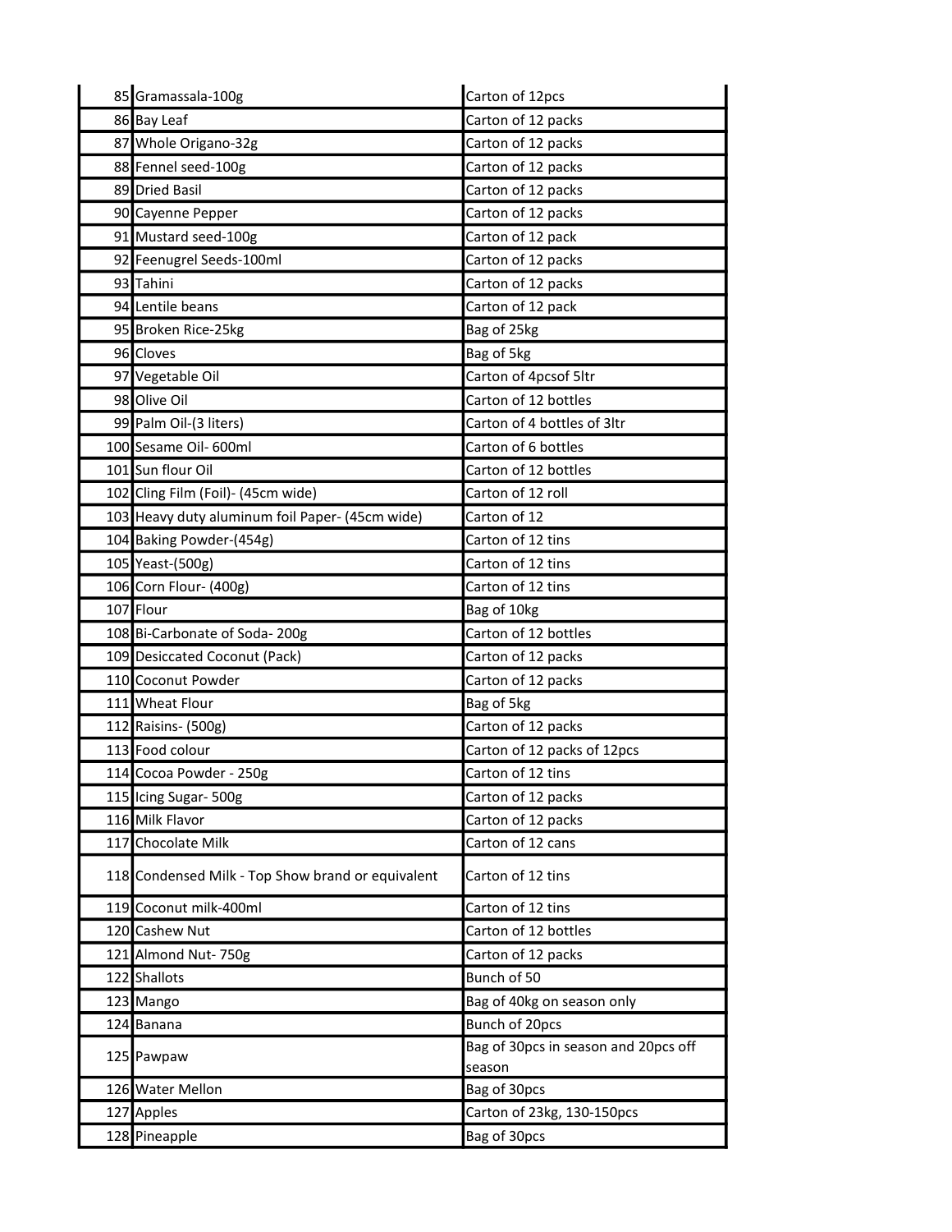| | | |
|---|---|---|
| 85 | Gramassala-100g | Carton of 12pcs |
| 86 | Bay Leaf | Carton of 12 packs |
| 87 | Whole Origano-32g | Carton of 12 packs |
| 88 | Fennel seed-100g | Carton of 12 packs |
| 89 | Dried Basil | Carton of 12 packs |
| 90 | Cayenne Pepper | Carton of 12 packs |
| 91 | Mustard seed-100g | Carton of 12 pack |
| 92 | Feenugrel Seeds-100ml | Carton of 12 packs |
| 93 | Tahini | Carton of 12 packs |
| 94 | Lentile beans | Carton of 12 pack |
| 95 | Broken Rice-25kg | Bag of 25kg |
| 96 | Cloves | Bag of 5kg |
| 97 | Vegetable Oil | Carton of 4pcsof 5ltr |
| 98 | Olive Oil | Carton of 12 bottles |
| 99 | Palm Oil-(3 liters) | Carton of 4 bottles of 3ltr |
| 100 | Sesame Oil- 600ml | Carton of 6 bottles |
| 101 | Sun flour Oil | Carton of 12 bottles |
| 102 | Cling Film (Foil)- (45cm wide) | Carton of 12 roll |
| 103 | Heavy duty aluminum foil Paper- (45cm wide) | Carton of 12 |
| 104 | Baking Powder-(454g) | Carton of 12 tins |
| 105 | Yeast-(500g) | Carton of 12 tins |
| 106 | Corn Flour- (400g) | Carton of 12 tins |
| 107 | Flour | Bag of 10kg |
| 108 | Bi-Carbonate of Soda- 200g | Carton of 12 bottles |
| 109 | Desiccated Coconut (Pack) | Carton of 12 packs |
| 110 | Coconut Powder | Carton of 12 packs |
| 111 | Wheat Flour | Bag of 5kg |
| 112 | Raisins- (500g) | Carton of 12 packs |
| 113 | Food colour | Carton of 12 packs of 12pcs |
| 114 | Cocoa Powder - 250g | Carton of 12 tins |
| 115 | Icing Sugar- 500g | Carton of 12 packs |
| 116 | Milk Flavor | Carton of 12 packs |
| 117 | Chocolate Milk | Carton of 12 cans |
| 118 | Condensed Milk - Top Show brand or equivalent | Carton of 12 tins |
| 119 | Coconut milk-400ml | Carton of 12 tins |
| 120 | Cashew Nut | Carton of 12 bottles |
| 121 | Almond Nut- 750g | Carton of 12 packs |
| 122 | Shallots | Bunch of 50 |
| 123 | Mango | Bag of 40kg on season only |
| 124 | Banana | Bunch of 20pcs |
| 125 | Pawpaw | Bag of 30pcs in season and 20pcs off season |
| 126 | Water Mellon | Bag of 30pcs |
| 127 | Apples | Carton of 23kg, 130-150pcs |
| 128 | Pineapple | Bag of 30pcs |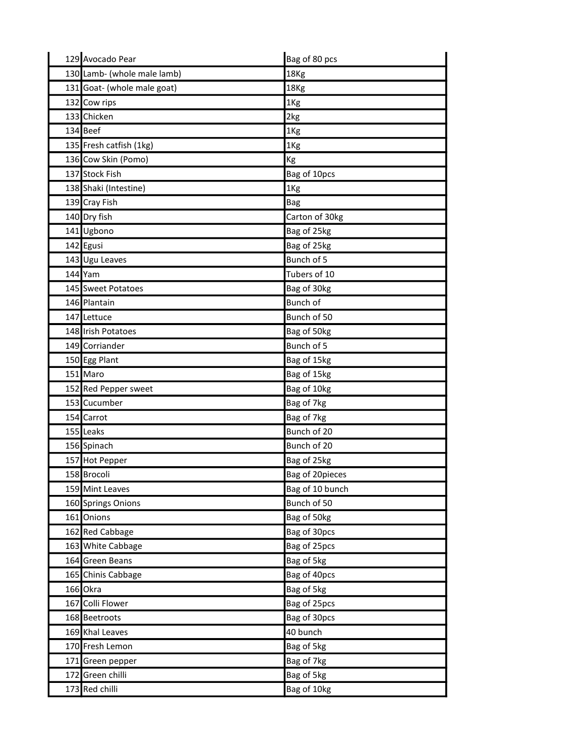| | | |
|---|---|---|
| 129 | Avocado Pear | Bag of 80 pcs |
| 130 | Lamb- (whole male lamb) | 18Kg |
| 131 | Goat- (whole male goat) | 18Kg |
| 132 | Cow rips | 1Kg |
| 133 | Chicken | 2kg |
| 134 | Beef | 1Kg |
| 135 | Fresh catfish (1kg) | 1Kg |
| 136 | Cow Skin (Pomo) | Kg |
| 137 | Stock Fish | Bag of 10pcs |
| 138 | Shaki (Intestine) | 1Kg |
| 139 | Cray Fish | Bag |
| 140 | Dry fish | Carton of 30kg |
| 141 | Ugbono | Bag of 25kg |
| 142 | Egusi | Bag of 25kg |
| 143 | Ugu Leaves | Bunch of 5 |
| 144 | Yam | Tubers of 10 |
| 145 | Sweet Potatoes | Bag of 30kg |
| 146 | Plantain | Bunch of |
| 147 | Lettuce | Bunch of 50 |
| 148 | Irish Potatoes | Bag of 50kg |
| 149 | Corriander | Bunch of 5 |
| 150 | Egg Plant | Bag of 15kg |
| 151 | Maro | Bag of 15kg |
| 152 | Red Pepper sweet | Bag of 10kg |
| 153 | Cucumber | Bag of 7kg |
| 154 | Carrot | Bag of 7kg |
| 155 | Leaks | Bunch of 20 |
| 156 | Spinach | Bunch of 20 |
| 157 | Hot Pepper | Bag of 25kg |
| 158 | Brocoli | Bag of 20pieces |
| 159 | Mint Leaves | Bag of 10 bunch |
| 160 | Springs Onions | Bunch of 50 |
| 161 | Onions | Bag of 50kg |
| 162 | Red Cabbage | Bag of 30pcs |
| 163 | White Cabbage | Bag of 25pcs |
| 164 | Green Beans | Bag of 5kg |
| 165 | Chinis Cabbage | Bag of 40pcs |
| 166 | Okra | Bag of 5kg |
| 167 | Colli Flower | Bag of 25pcs |
| 168 | Beetroots | Bag of 30pcs |
| 169 | Khal Leaves | 40 bunch |
| 170 | Fresh Lemon | Bag of 5kg |
| 171 | Green pepper | Bag of 7kg |
| 172 | Green chilli | Bag of 5kg |
| 173 | Red chilli | Bag of 10kg |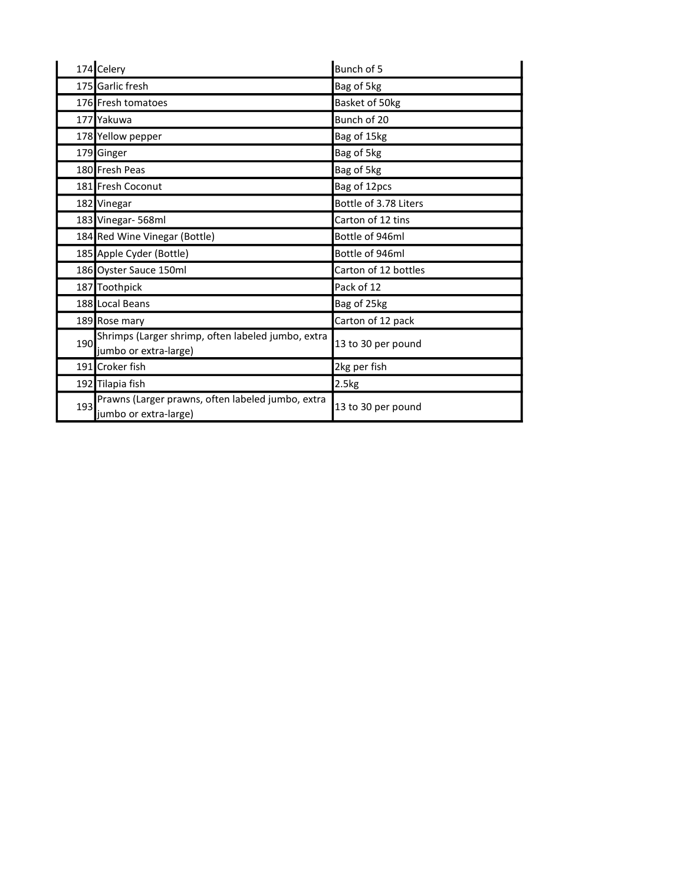| | | |
|---|---|---|
| 174 | Celery | Bunch of 5 |
| 175 | Garlic fresh | Bag of 5kg |
| 176 | Fresh tomatoes | Basket of 50kg |
| 177 | Yakuwa | Bunch of 20 |
| 178 | Yellow pepper | Bag of 15kg |
| 179 | Ginger | Bag of 5kg |
| 180 | Fresh Peas | Bag of 5kg |
| 181 | Fresh Coconut | Bag of 12pcs |
| 182 | Vinegar | Bottle of 3.78 Liters |
| 183 | Vinegar- 568ml | Carton of 12 tins |
| 184 | Red Wine Vinegar (Bottle) | Bottle of 946ml |
| 185 | Apple Cyder (Bottle) | Bottle of 946ml |
| 186 | Oyster Sauce 150ml | Carton of 12 bottles |
| 187 | Toothpick | Pack of 12 |
| 188 | Local Beans | Bag of 25kg |
| 189 | Rose mary | Carton of 12 pack |
| 190 | Shrimps (Larger shrimp, often labeled jumbo, extra jumbo or extra-large) | 13 to 30 per pound |
| 191 | Croker fish | 2kg per fish |
| 192 | Tilapia fish | 2.5kg |
| 193 | Prawns (Larger prawns, often labeled jumbo, extra jumbo or extra-large) | 13 to 30 per pound |